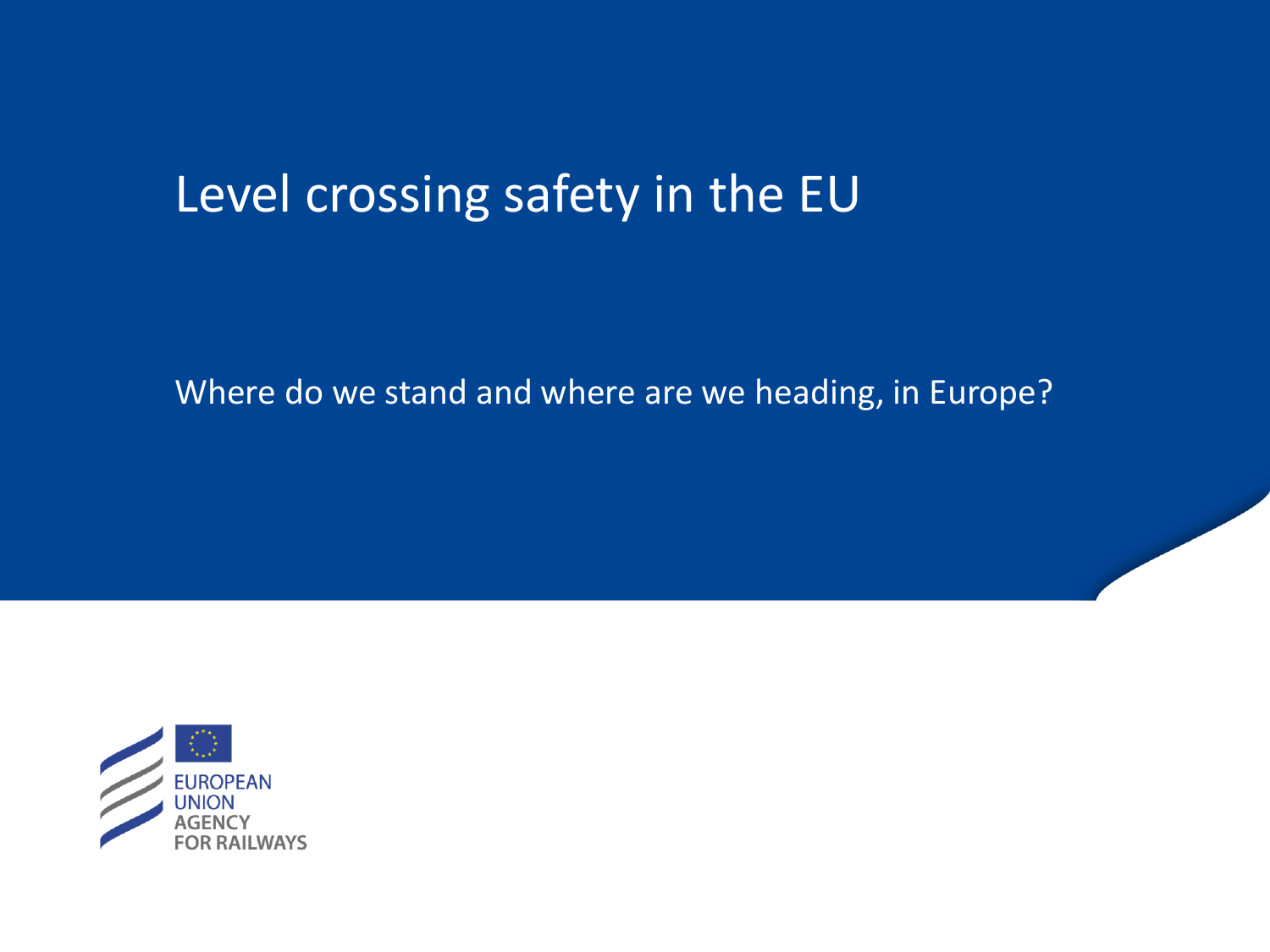# Level crossing safety in the EU

Where do we stand and where are we heading, in Europe?

EUROPEAN UNION AGENCY FOR RAILWAYS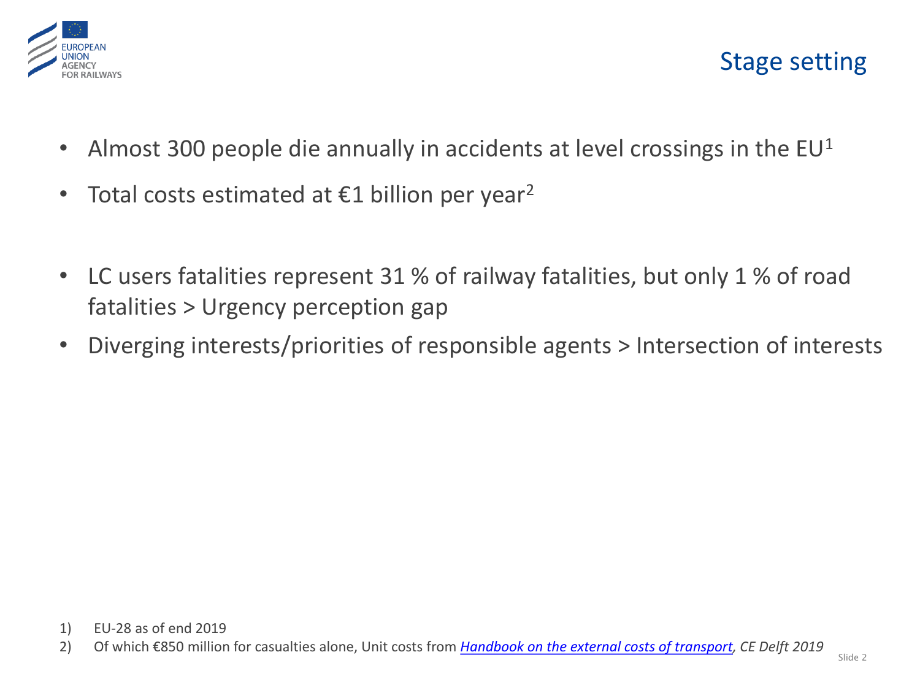# Stage setting

- Almost 300 people die annually in accidents at level crossings in the EU[1]
- Total costs estimated at €1 billion per year[2]

- LC users fatalities represent 31 % of railway fatalities, but only 1 % of road fatalities > Urgency perception gap
- Diverging interests/priorities of responsible agents > Intersection of interests

1) EU-28 as of end 2019
2) Of which €850 million for casualties alone, Unit costs from *Handbook on the external costs of transport, CE Delft 2019*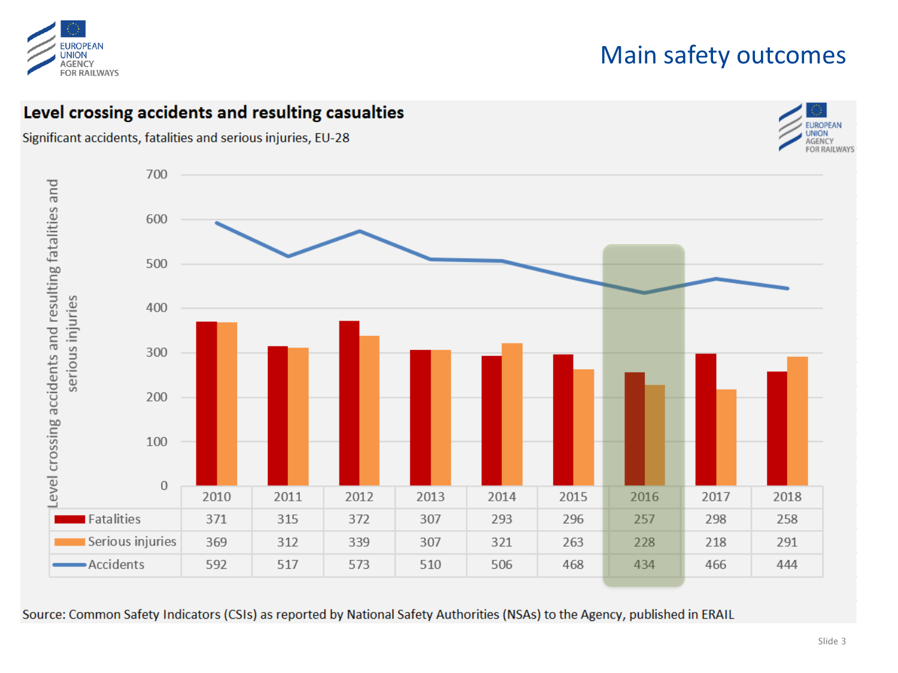# Main safety outcomes

## Level crossing accidents and resulting casualties

Significant accidents, fatalities and serious injuries, EU-28

| | 2010 | 2011 | 2012 | 2013 | 2014 | 2015 | 2016 | 2017 | 2018 |
|---|---|---|---|---|---|---|---|---|---|
| Fatalities | 371 | 315 | 372 | 307 | 293 | 296 | 257 | 298 | 258 |
| Serious injuries | 369 | 312 | 339 | 307 | 321 | 263 | 228 | 218 | 291 |
| Accidents | 592 | 517 | 573 | 510 | 506 | 468 | 434 | 466 | 444 |

Source: Common Safety Indicators (CSIs) as reported by National Safety Authorities (NSAs) to the Agency, published in ERAIL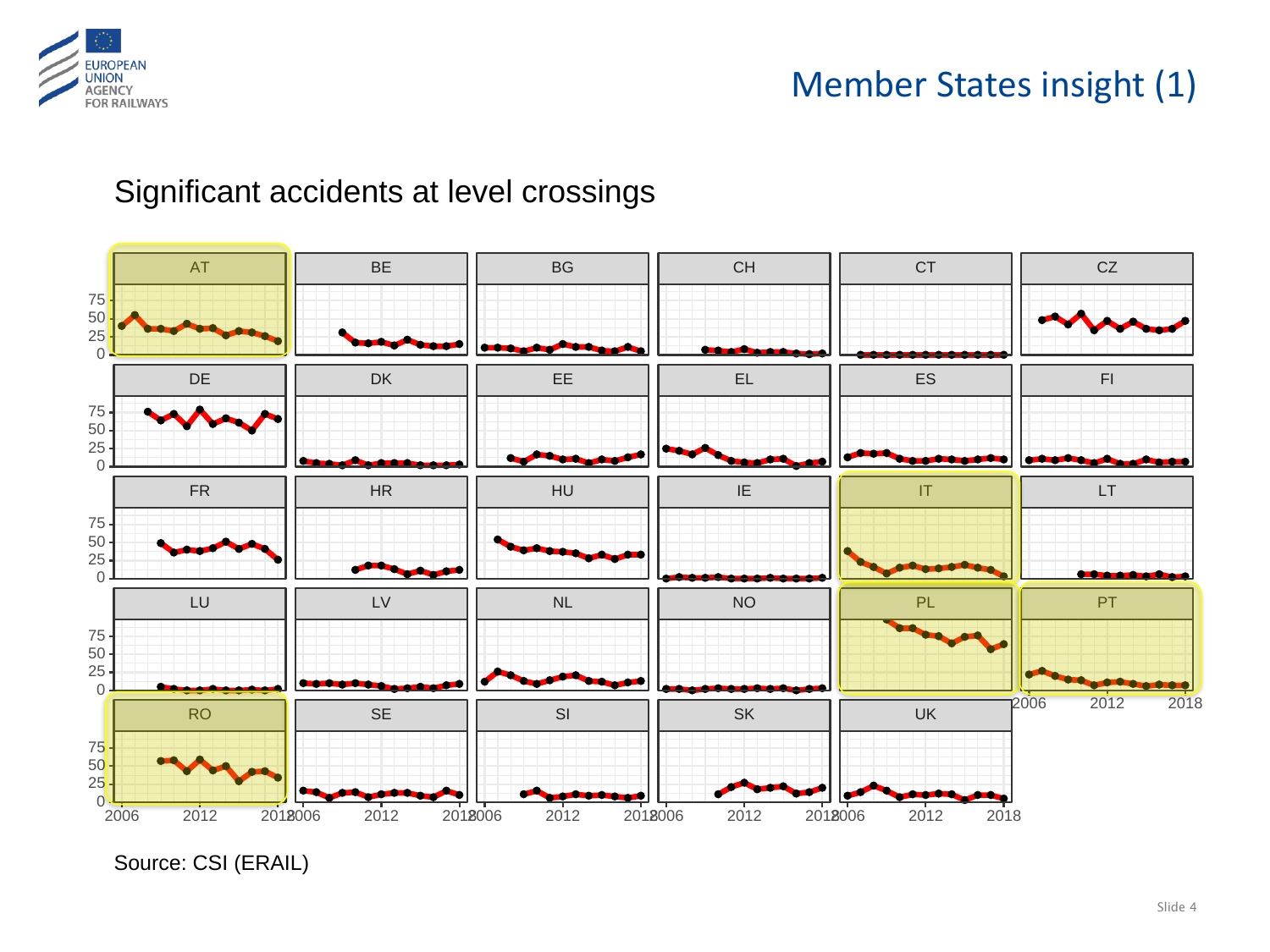# Member States insight (1)

## Significant accidents at level crossings

Source: CSI (ERAIL)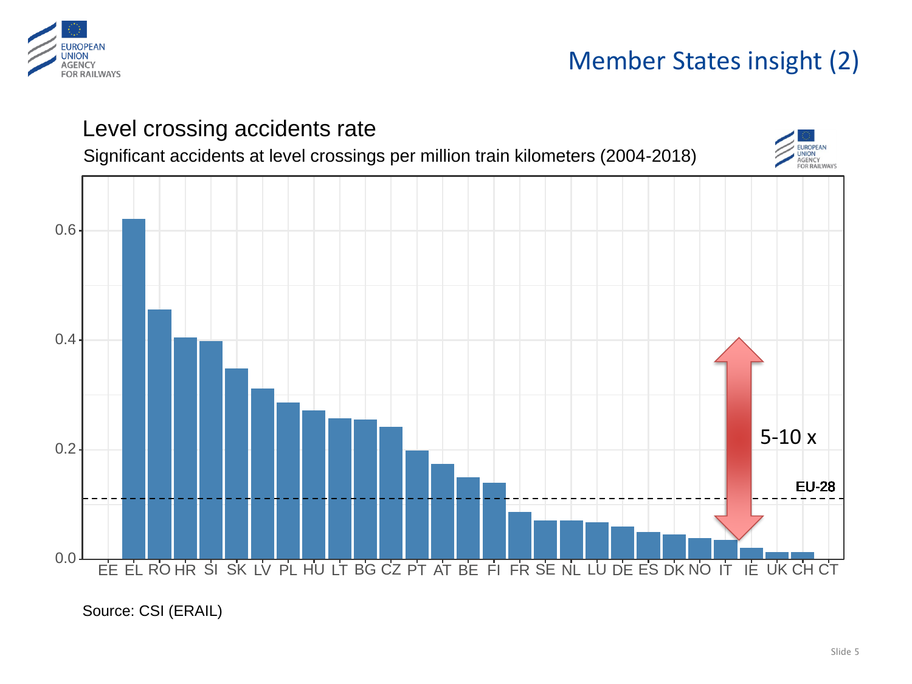# Member States insight (2)

## Level crossing accidents rate

Significant accidents at level crossings per million train kilometers (2004-2018)

| Country | Rate (approx.) |
|---|---|
| EE | 0.0 |
| EL | 0.62 |
| RO | 0.455 |
| HR | 0.405 |
| SI | 0.398 |
| SK | 0.348 |
| LV | 0.312 |
| PL | 0.286 |
| HU | 0.272 |
| LT | 0.258 |
| BG | 0.255 |
| CZ | 0.242 |
| PT | 0.198 |
| AT | 0.174 |
| BE | 0.149 |
| FI | 0.14 |
| FR | 0.086 |
| SE | 0.071 |
| NL | 0.071 |
| LU | 0.067 |
| DE | 0.06 |
| ES | 0.049 |
| DK | 0.045 |
| NO | 0.038 |
| IT | 0.035 |
| IE | 0.02 |
| UK | 0.012 |
| CH | 0.012 |
| CT | 0.0 |

EU-28 ≈ 0.11

5-10 x

Source: CSI (ERAIL)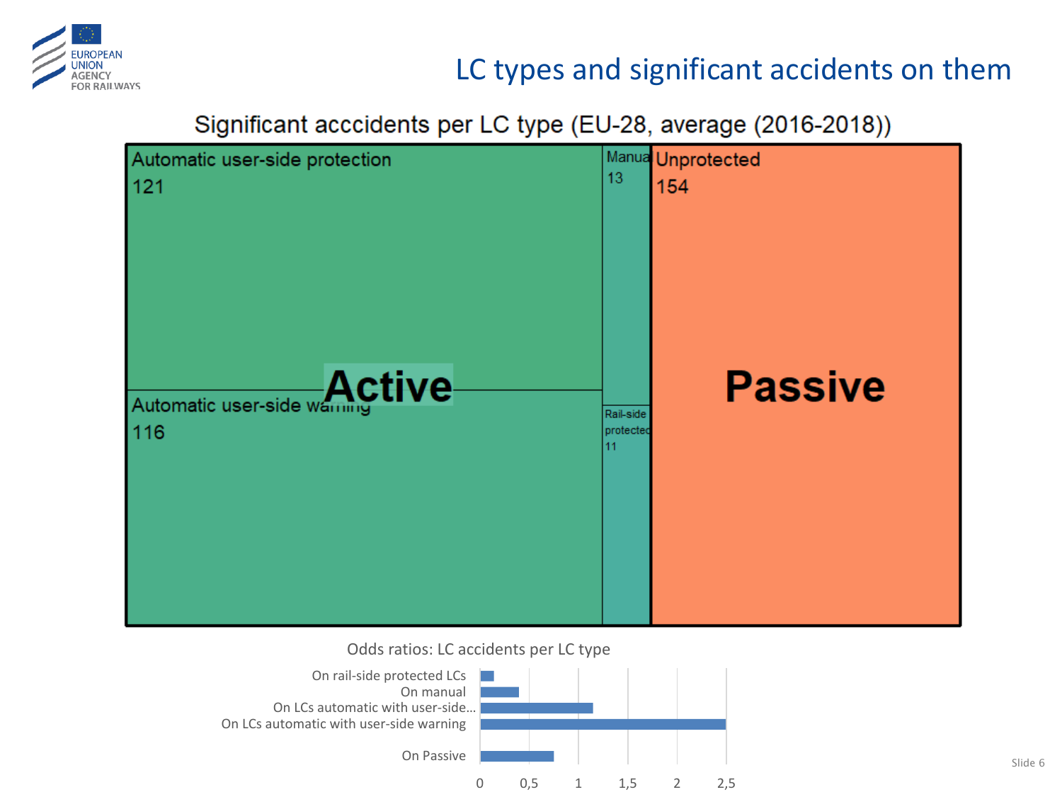# LC types and significant accidents on them

## Significant acccidents per LC type (EU-28, average (2016-2018))

| Category | LC type | Significant accidents |
|---|---|---|
| Active | Automatic user-side protection | 121 |
| Active | Automatic user-side warning | 116 |
| Active | Manual | 13 |
| Active | Rail-side protected | 11 |
| Passive | Unprotected | 154 |

## Odds ratios: LC accidents per LC type

- On rail-side protected LCs
- On manual
- On LCs automatic with user-side…
- On LCs automatic with user-side warning
- On Passive

Axis: 0, 0,5, 1, 1,5, 2, 2,5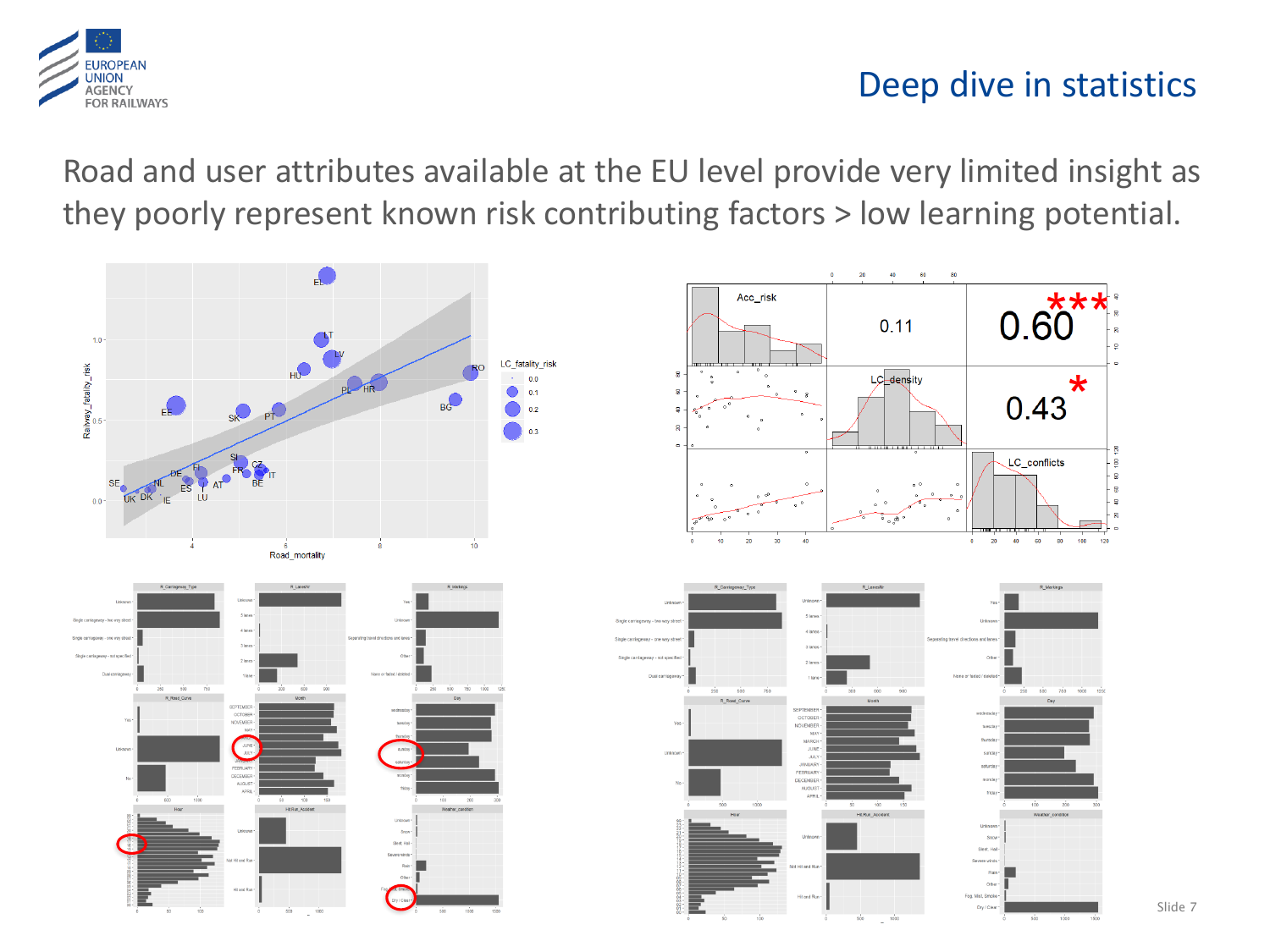# Deep dive in statistics

Road and user attributes available at the EU level provide very limited insight as they poorly represent known risk contributing factors > low learning potential.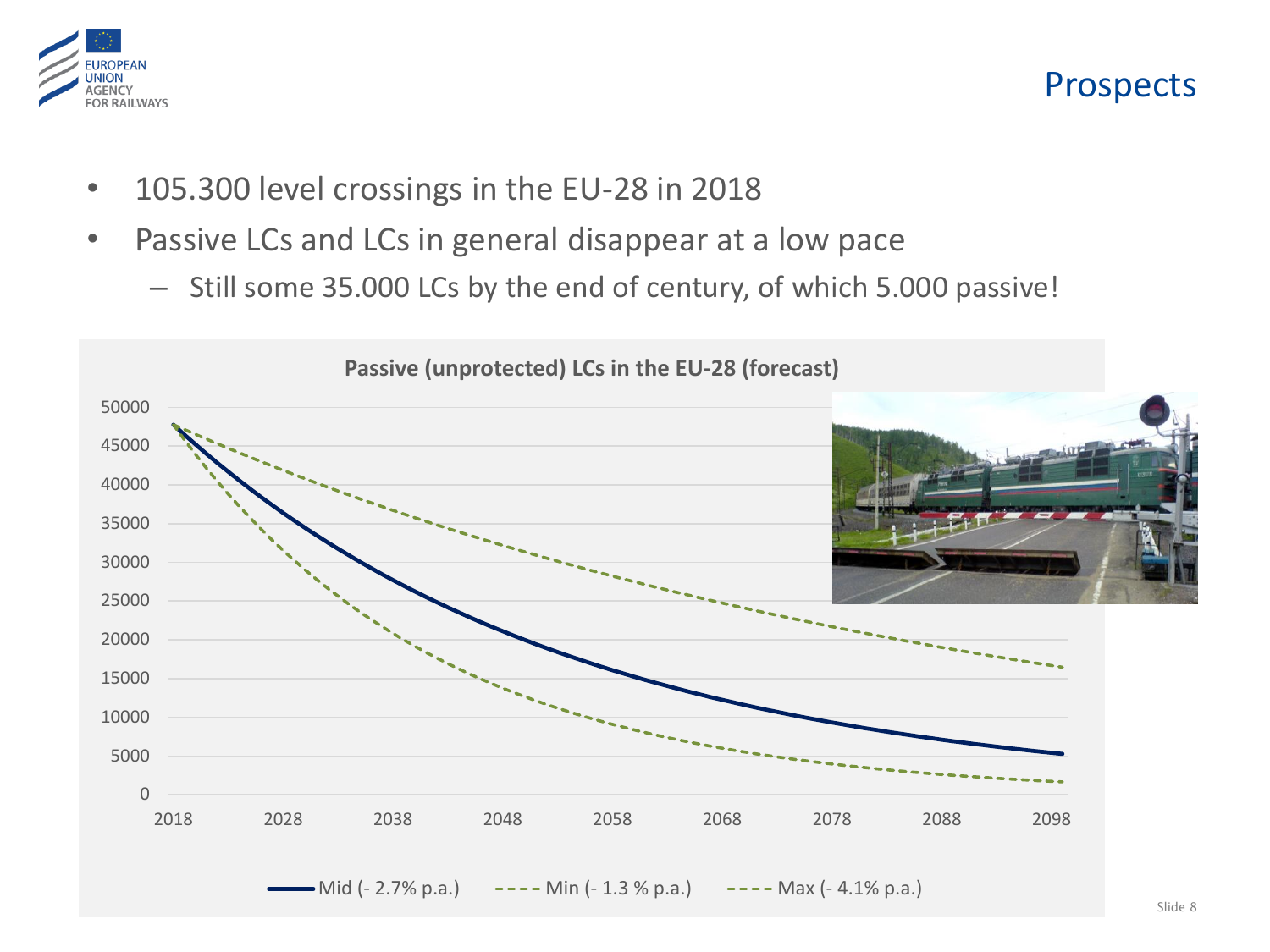# Prospects

- 105.300 level crossings in the EU-28 in 2018
- Passive LCs and LCs in general disappear at a low pace
  - Still some 35.000 LCs by the end of century, of which 5.000 passive!

**Passive (unprotected) LCs in the EU-28 (forecast)**

Mid (- 2.7% p.a.) Min (- 1.3 % p.a.) Max (- 4.1% p.a.)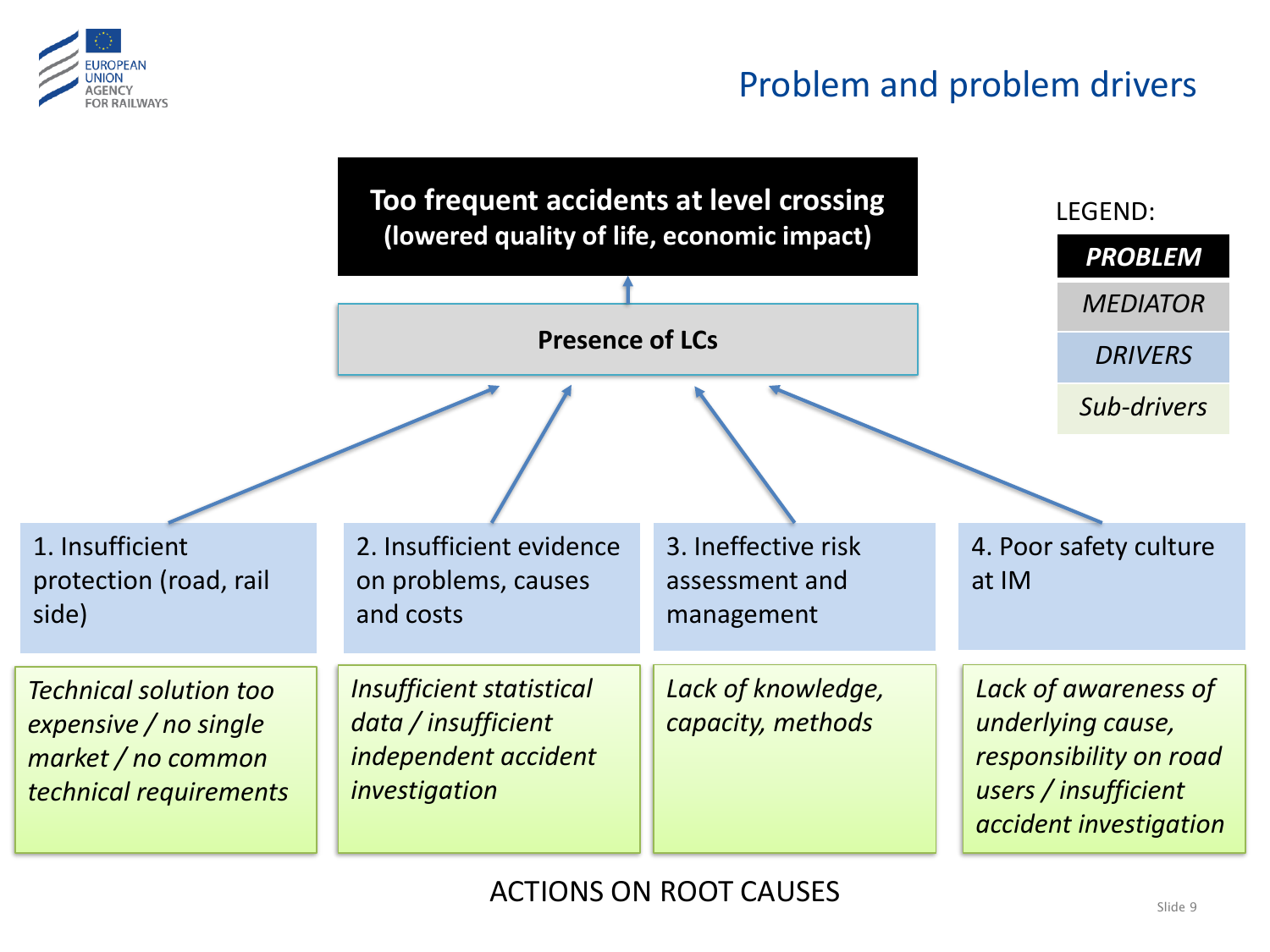# Problem and problem drivers

**Too frequent accidents at level crossing**
**(lowered quality of life, economic impact)**

**Presence of LCs**

LEGEND:

- ***PROBLEM***
- *MEDIATOR*
- *DRIVERS*
- *Sub-drivers*

| 1. Insufficient protection (road, rail side) | 2. Insufficient evidence on problems, causes and costs | 3. Ineffective risk assessment and management | 4. Poor safety culture at IM |
|---|---|---|---|
| *Technical solution too expensive / no single market / no common technical requirements* | *Insufficient statistical data / insufficient independent accident investigation* | *Lack of knowledge, capacity, methods* | *Lack of awareness of underlying cause, responsibility on road users / insufficient accident investigation* |

ACTIONS ON ROOT CAUSES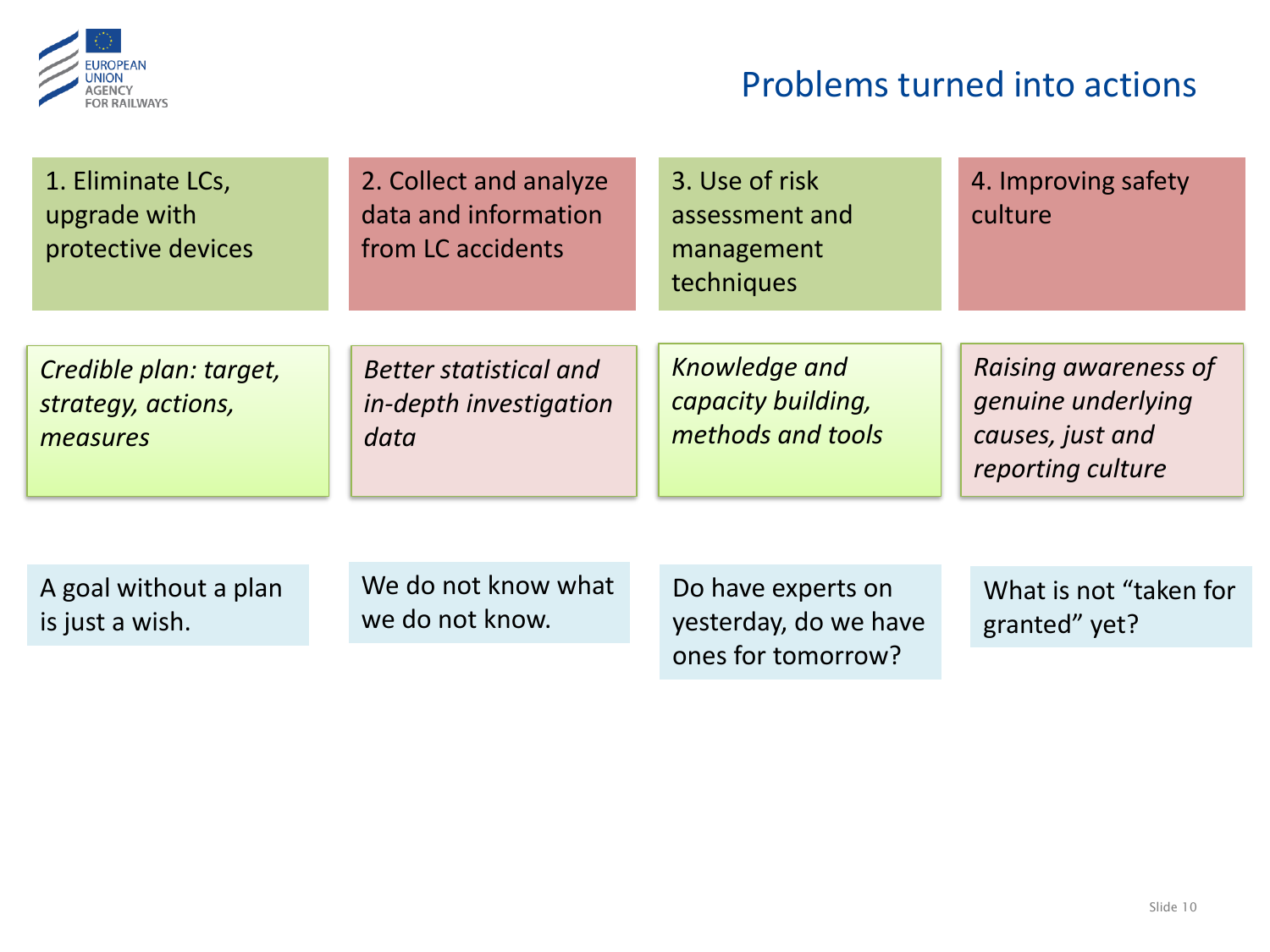# Problems turned into actions

| 1. Eliminate LCs, upgrade with protective devices | 2. Collect and analyze data and information from LC accidents | 3. Use of risk assessment and management techniques | 4. Improving safety culture |
|---|---|---|---|
| *Credible plan: target, strategy, actions, measures* | *Better statistical and in-depth investigation data* | *Knowledge and capacity building, methods and tools* | *Raising awareness of genuine underlying causes, just and reporting culture* |
| A goal without a plan is just a wish. | We do not know what we do not know. | Do have experts on yesterday, do we have ones for tomorrow? | What is not “taken for granted” yet? |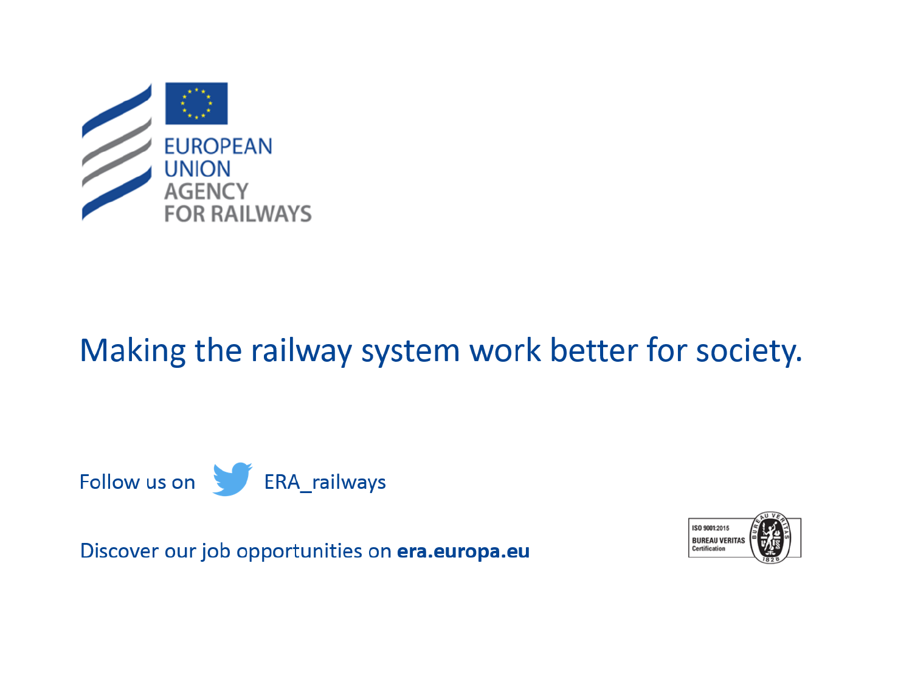EUROPEAN UNION AGENCY FOR RAILWAYS

Making the railway system work better for society.

Follow us on ERA_railways

Discover our job opportunities on **era.europa.eu**

ISO 9001:2015 BUREAU VERITAS Certification